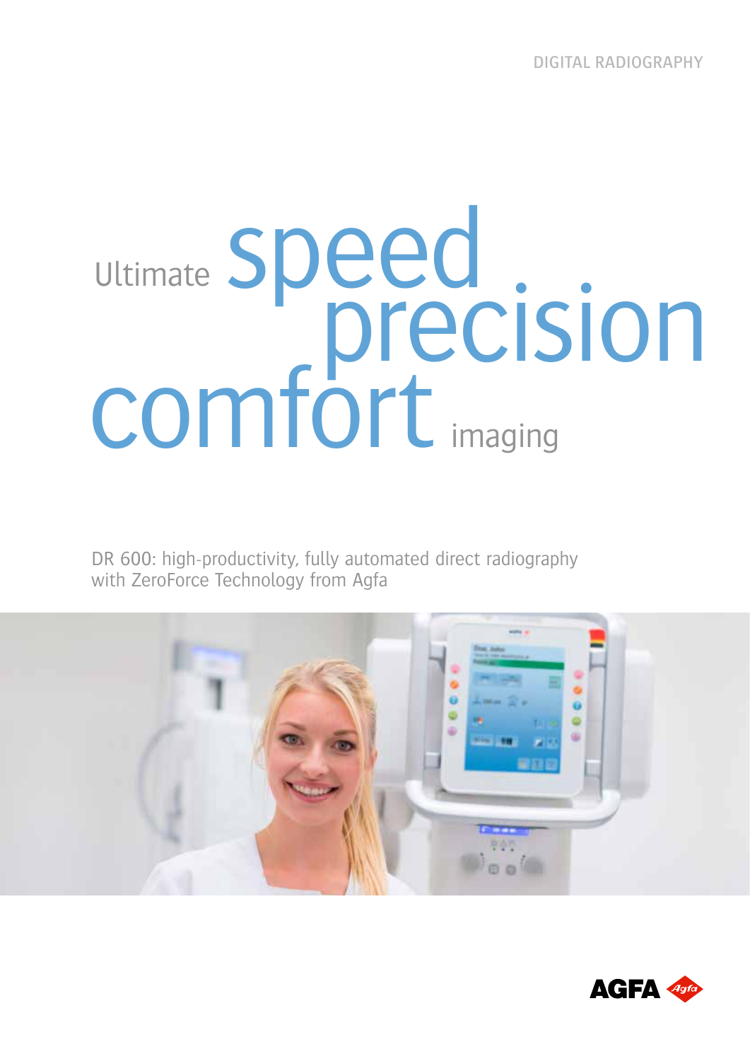DIGITAL RADIOGRAPHY

# Ultimate speed precision comfort imaging

DR 600: high-productivity, fully automated direct radiography with ZeroForce Technology from Agfa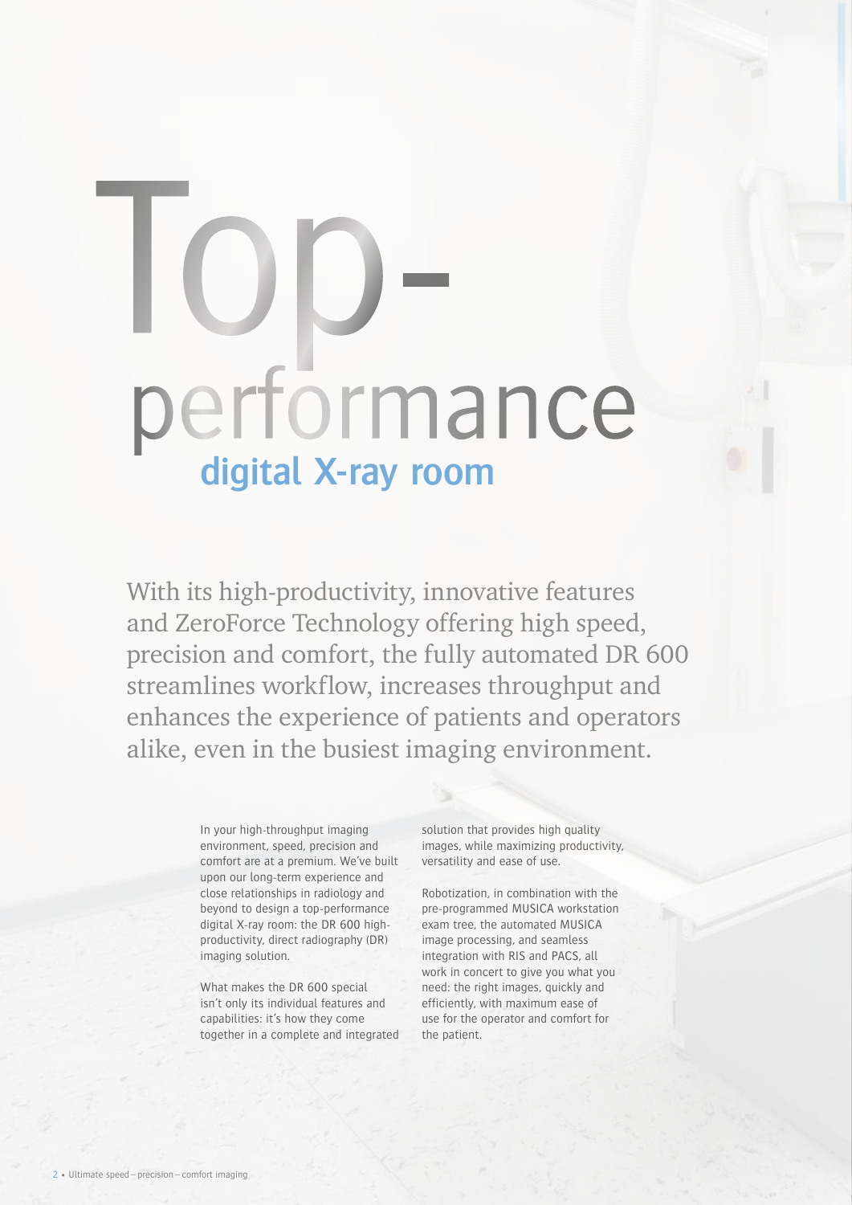# Top-performance digital X-ray room

With its high-productivity, innovative features and ZeroForce Technology offering high speed, precision and comfort, the fully automated DR 600 streamlines workflow, increases throughput and enhances the experience of patients and operators alike, even in the busiest imaging environment.

In your high-throughput imaging environment, speed, precision and comfort are at a premium. We've built upon our long-term experience and close relationships in radiology and beyond to design a top-performance digital X-ray room: the DR 600 high-productivity, direct radiography (DR) imaging solution.

What makes the DR 600 special isn't only its individual features and capabilities: it's how they come together in a complete and integrated solution that provides high quality images, while maximizing productivity, versatility and ease of use.

Robotization, in combination with the pre-programmed MUSICA workstation exam tree, the automated MUSICA image processing, and seamless integration with RIS and PACS, all work in concert to give you what you need: the right images, quickly and efficiently, with maximum ease of use for the operator and comfort for the patient.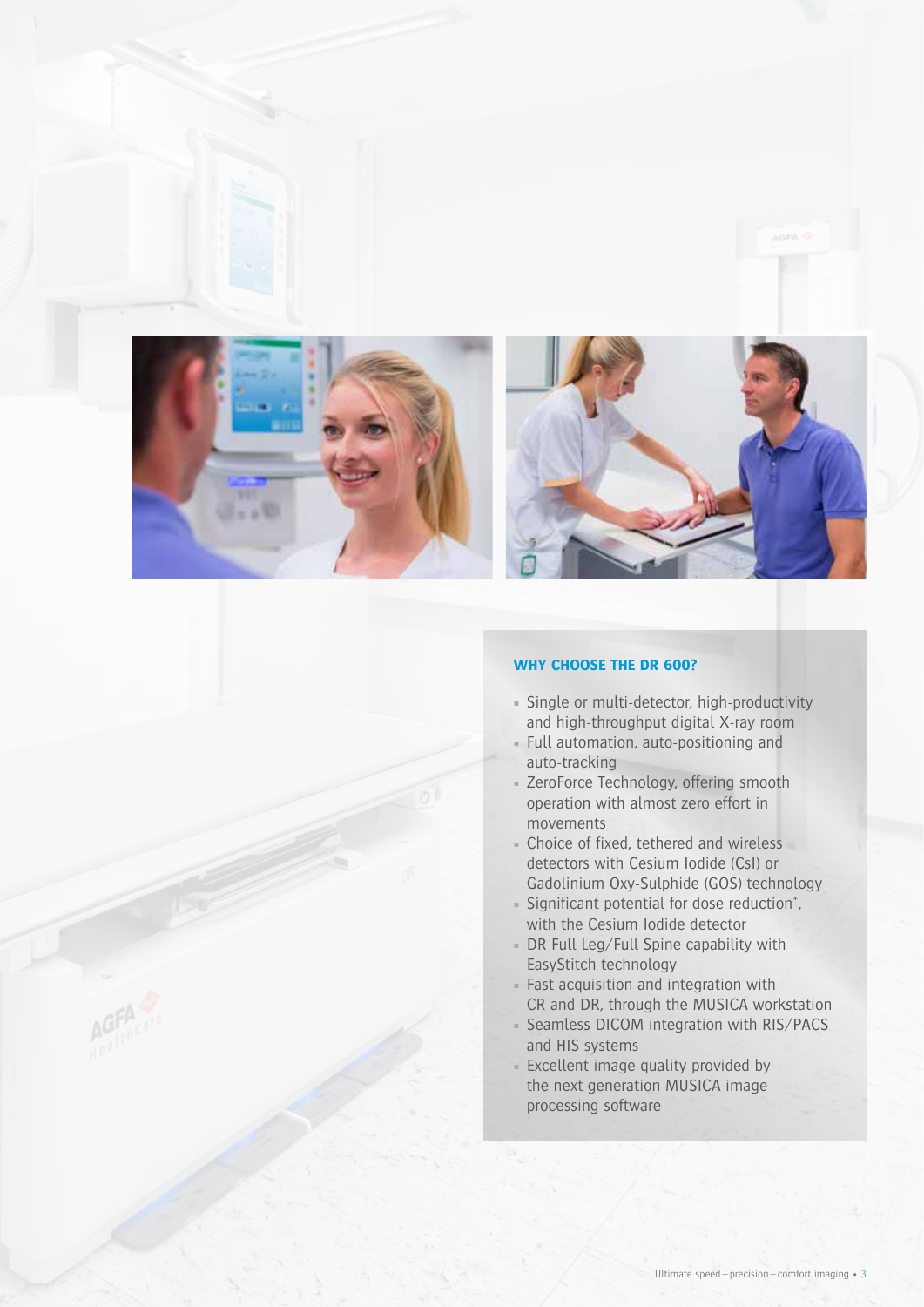## WHY CHOOSE THE DR 600?

- Single or multi-detector, high-productivity and high-throughput digital X-ray room
- Full automation, auto-positioning and auto-tracking
- ZeroForce Technology, offering smooth operation with almost zero effort in movements
- Choice of fixed, tethered and wireless detectors with Cesium Iodide (CsI) or Gadolinium Oxy-Sulphide (GOS) technology
- Significant potential for dose reduction*, with the Cesium Iodide detector
- DR Full Leg/Full Spine capability with EasyStitch technology
- Fast acquisition and integration with CR and DR, through the MUSICA workstation
- Seamless DICOM integration with RIS/PACS and HIS systems
- Excellent image quality provided by the next generation MUSICA image processing software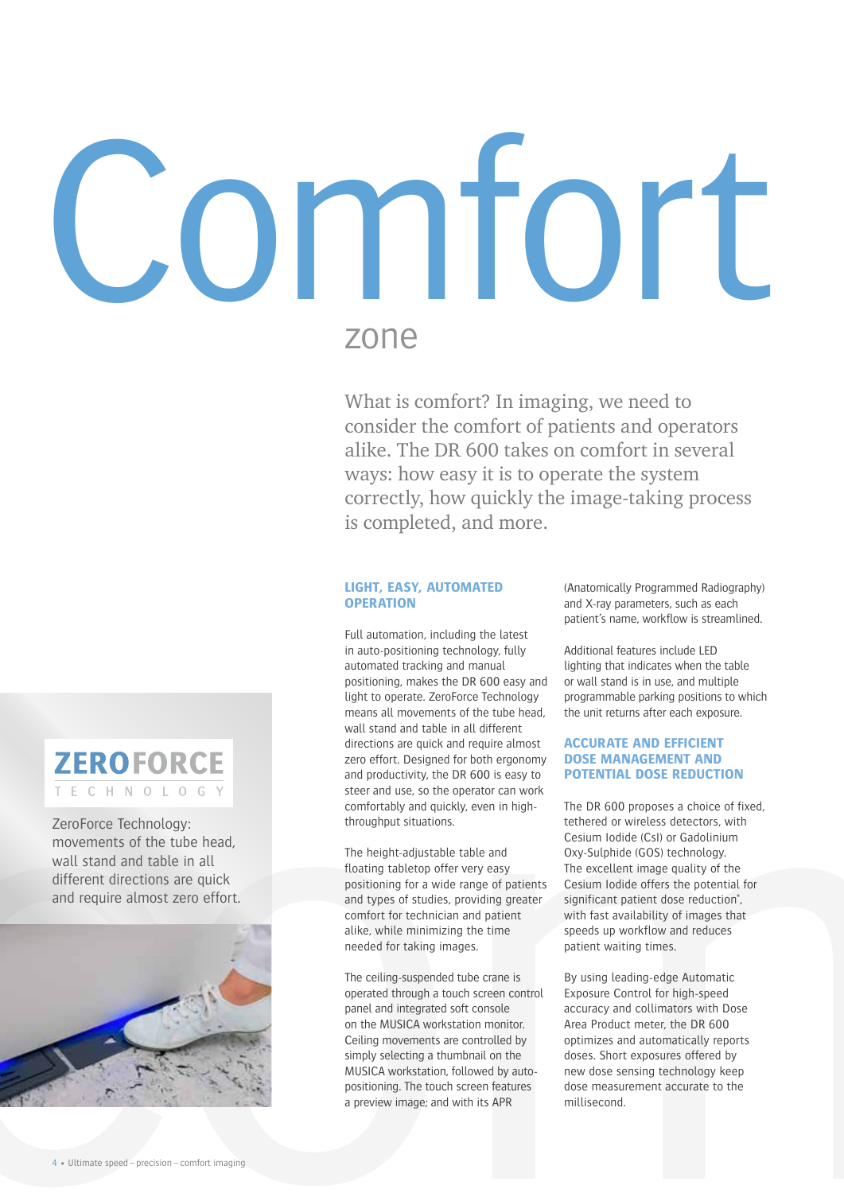# Comfort

## zone

What is comfort? In imaging, we need to consider the comfort of patients and operators alike. The DR 600 takes on comfort in several ways: how easy it is to operate the system correctly, how quickly the image-taking process is completed, and more.

**ZEROFORCE**
TECHNOLOGY

ZeroForce Technology: movements of the tube head, wall stand and table in all different directions are quick and require almost zero effort.

### LIGHT, EASY, AUTOMATED OPERATION

Full automation, including the latest in auto-positioning technology, fully automated tracking and manual positioning, makes the DR 600 easy and light to operate. ZeroForce Technology means all movements of the tube head, wall stand and table in all different directions are quick and require almost zero effort. Designed for both ergonomy and productivity, the DR 600 is easy to steer and use, so the operator can work comfortably and quickly, even in high-throughput situations.

The height-adjustable table and floating tabletop offer very easy positioning for a wide range of patients and types of studies, providing greater comfort for technician and patient alike, while minimizing the time needed for taking images.

The ceiling-suspended tube crane is operated through a touch screen control panel and integrated soft console on the MUSICA workstation monitor. Ceiling movements are controlled by simply selecting a thumbnail on the MUSICA workstation, followed by auto-positioning. The touch screen features a preview image; and with its APR (Anatomically Programmed Radiography) and X-ray parameters, such as each patient's name, workflow is streamlined.

Additional features include LED lighting that indicates when the table or wall stand is in use, and multiple programmable parking positions to which the unit returns after each exposure.

### ACCURATE AND EFFICIENT DOSE MANAGEMENT AND POTENTIAL DOSE REDUCTION

The DR 600 proposes a choice of fixed, tethered or wireless detectors, with Cesium Iodide (CsI) or Gadolinium Oxy-Sulphide (GOS) technology. The excellent image quality of the Cesium Iodide offers the potential for significant patient dose reduction*, with fast availability of images that speeds up workflow and reduces patient waiting times.

By using leading-edge Automatic Exposure Control for high-speed accuracy and collimators with Dose Area Product meter, the DR 600 optimizes and automatically reports doses. Short exposures offered by new dose sensing technology keep dose measurement accurate to the millisecond.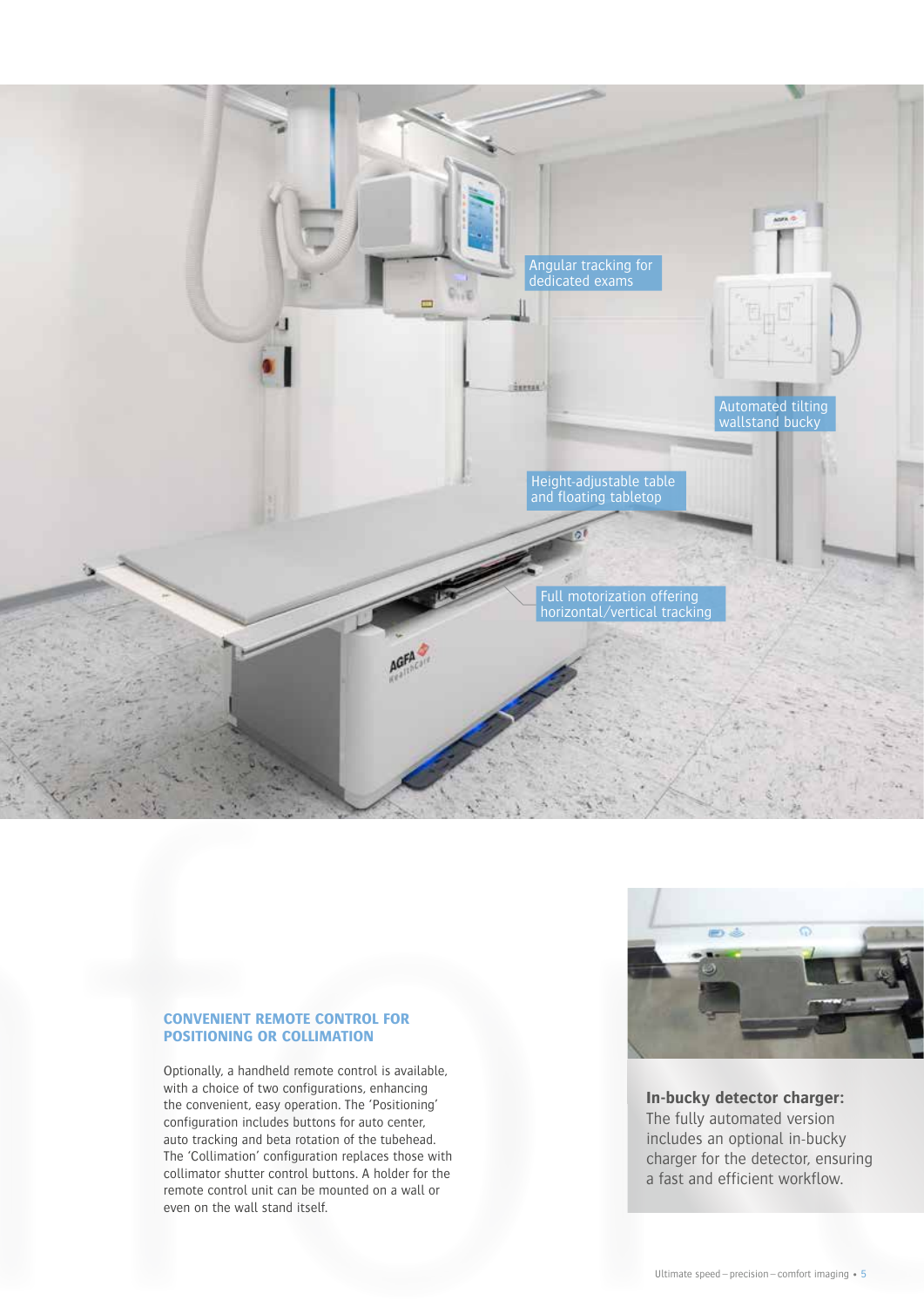Angular tracking for dedicated exams

Automated tilting wallstand bucky

Height-adjustable table and floating tabletop

Full motorization offering horizontal/vertical tracking

## CONVENIENT REMOTE CONTROL FOR POSITIONING OR COLLIMATION

Optionally, a handheld remote control is available, with a choice of two configurations, enhancing the convenient, easy operation. The 'Positioning' configuration includes buttons for auto center, auto tracking and beta rotation of the tubehead. The 'Collimation' configuration replaces those with collimator shutter control buttons. A holder for the remote control unit can be mounted on a wall or even on the wall stand itself.

**In-bucky detector charger:**
The fully automated version includes an optional in-bucky charger for the detector, ensuring a fast and efficient workflow.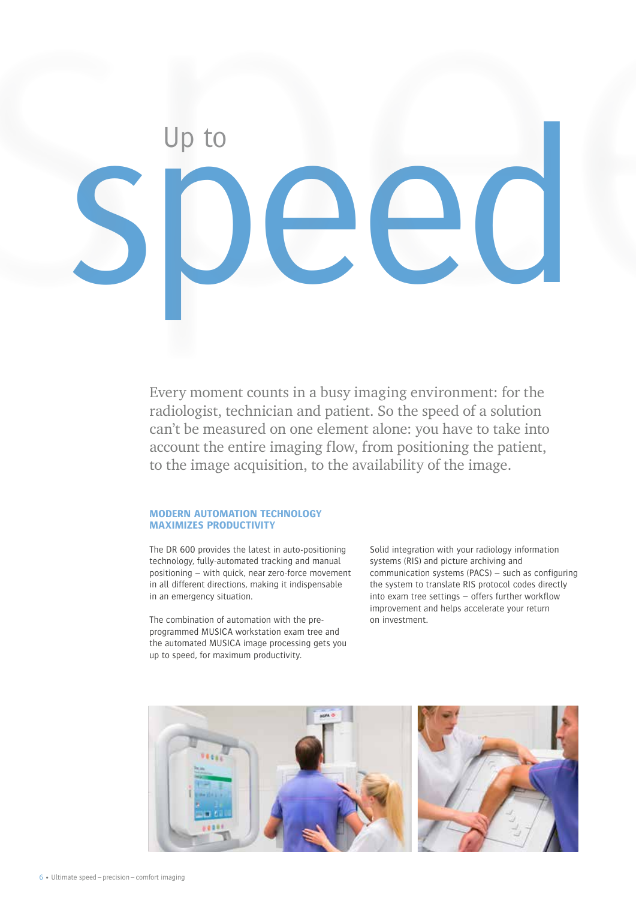# Up to speed

Every moment counts in a busy imaging environment: for the radiologist, technician and patient. So the speed of a solution can't be measured on one element alone: you have to take into account the entire imaging flow, from positioning the patient, to the image acquisition, to the availability of the image.

## MODERN AUTOMATION TECHNOLOGY MAXIMIZES PRODUCTIVITY

The DR 600 provides the latest in auto-positioning technology, fully-automated tracking and manual positioning – with quick, near zero-force movement in all different directions, making it indispensable in an emergency situation.

The combination of automation with the pre-programmed MUSICA workstation exam tree and the automated MUSICA image processing gets you up to speed, for maximum productivity.

Solid integration with your radiology information systems (RIS) and picture archiving and communication systems (PACS) – such as configuring the system to translate RIS protocol codes directly into exam tree settings – offers further workflow improvement and helps accelerate your return on investment.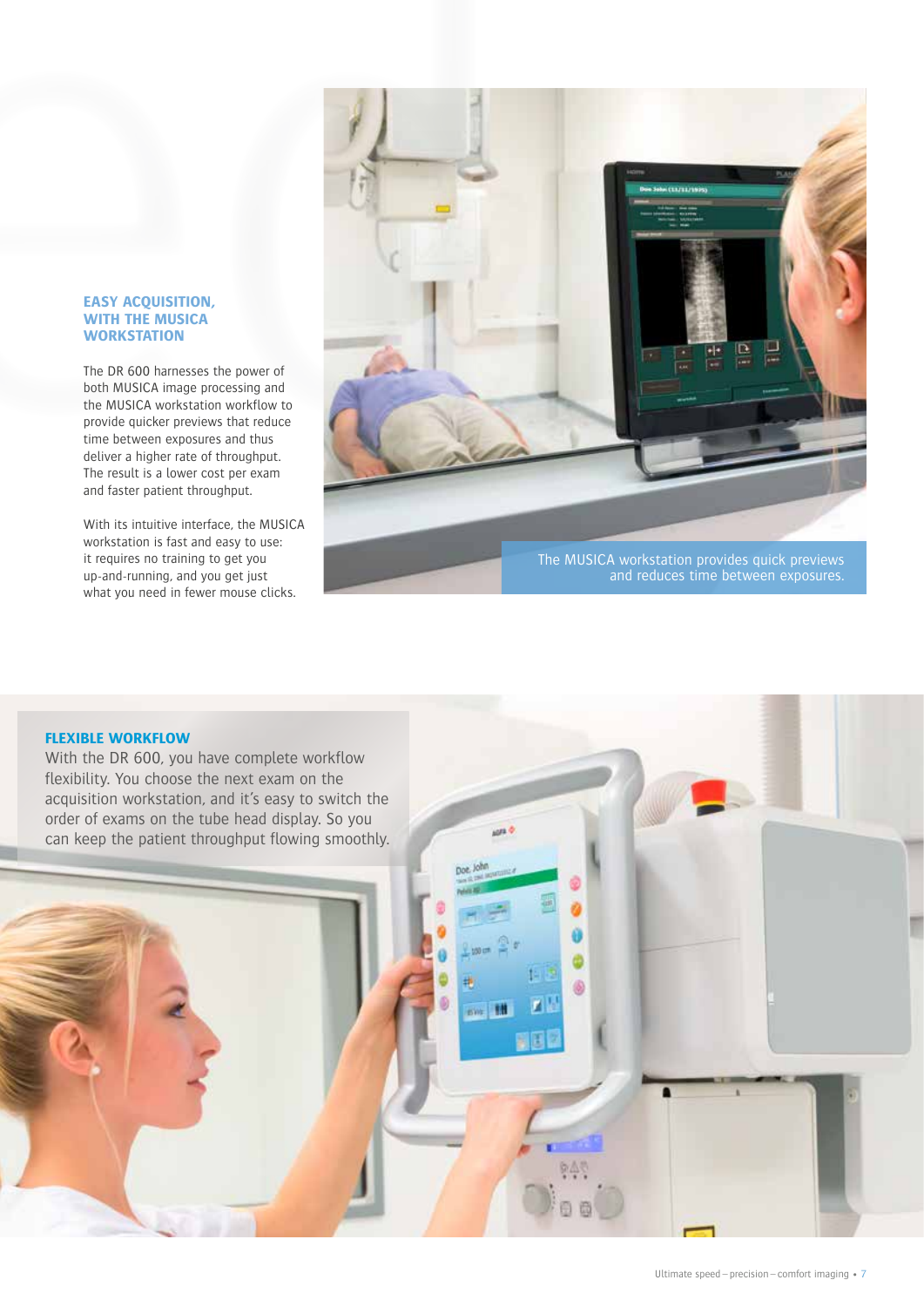## EASY ACQUISITION, WITH THE MUSICA WORKSTATION

The DR 600 harnesses the power of both MUSICA image processing and the MUSICA workstation workflow to provide quicker previews that reduce time between exposures and thus deliver a higher rate of throughput. The result is a lower cost per exam and faster patient throughput.

With its intuitive interface, the MUSICA workstation is fast and easy to use: it requires no training to get you up-and-running, and you get just what you need in fewer mouse clicks.

The MUSICA workstation provides quick previews and reduces time between exposures.

## FLEXIBLE WORKFLOW

With the DR 600, you have complete workflow flexibility. You choose the next exam on the acquisition workstation, and it's easy to switch the order of exams on the tube head display. So you can keep the patient throughput flowing smoothly.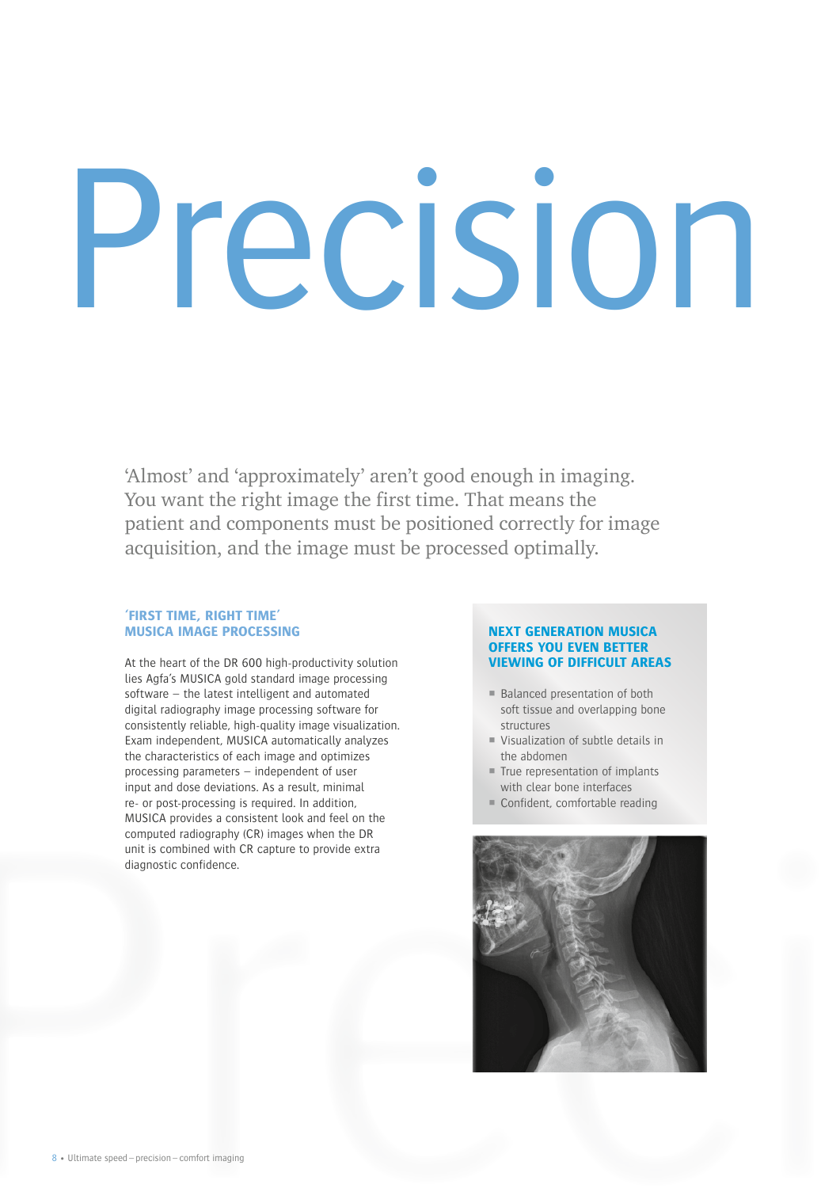# Precision

'Almost' and 'approximately' aren't good enough in imaging. You want the right image the first time. That means the patient and components must be positioned correctly for image acquisition, and the image must be processed optimally.

## 'FIRST TIME, RIGHT TIME' MUSICA IMAGE PROCESSING

At the heart of the DR 600 high-productivity solution lies Agfa's MUSICA gold standard image processing software – the latest intelligent and automated digital radiography image processing software for consistently reliable, high-quality image visualization. Exam independent, MUSICA automatically analyzes the characteristics of each image and optimizes processing parameters – independent of user input and dose deviations. As a result, minimal re- or post-processing is required. In addition, MUSICA provides a consistent look and feel on the computed radiography (CR) images when the DR unit is combined with CR capture to provide extra diagnostic confidence.

## NEXT GENERATION MUSICA OFFERS YOU EVEN BETTER VIEWING OF DIFFICULT AREAS

- Balanced presentation of both soft tissue and overlapping bone structures
- Visualization of subtle details in the abdomen
- True representation of implants with clear bone interfaces
- Confident, comfortable reading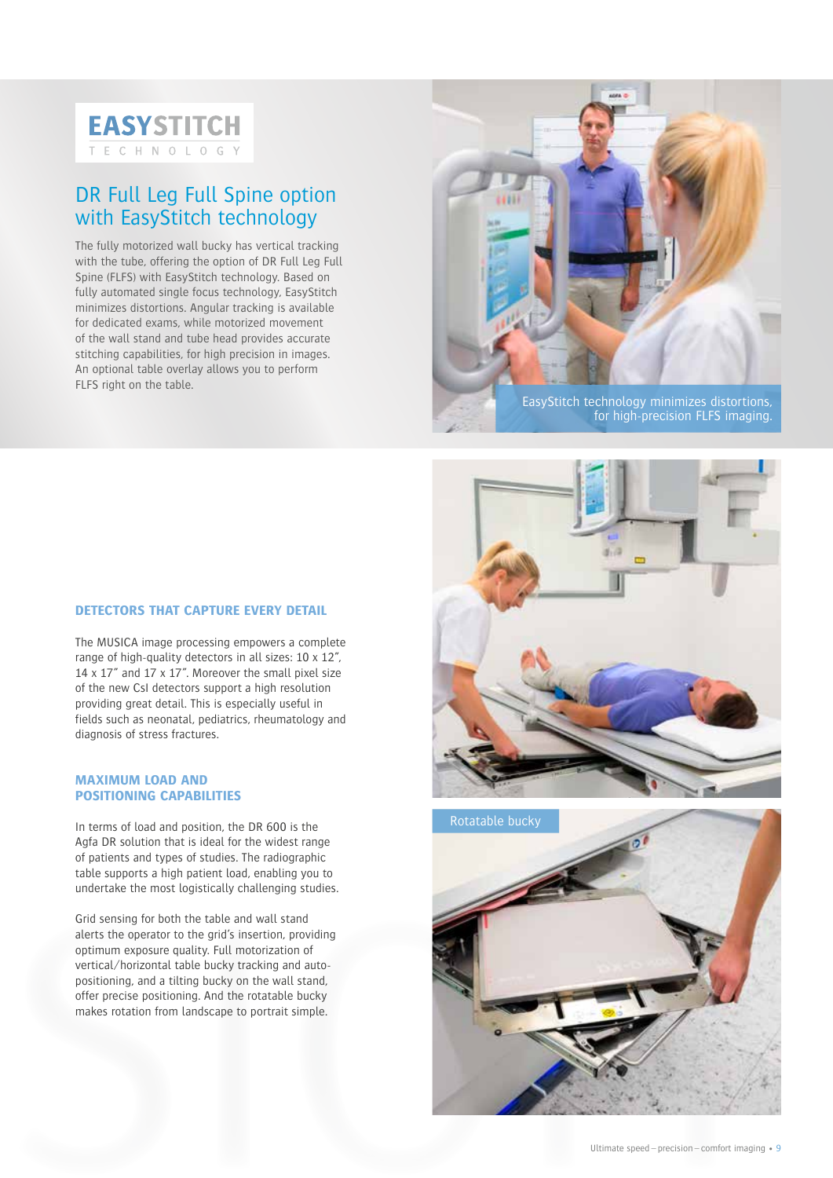EASYSTITCH
TECHNOLOGY

## DR Full Leg Full Spine option with EasyStitch technology

The fully motorized wall bucky has vertical tracking with the tube, offering the option of DR Full Leg Full Spine (FLFS) with EasyStitch technology. Based on fully automated single focus technology, EasyStitch minimizes distortions. Angular tracking is available for dedicated exams, while motorized movement of the wall stand and tube head provides accurate stitching capabilities, for high precision in images. An optional table overlay allows you to perform FLFS right on the table.

EasyStitch technology minimizes distortions, for high-precision FLFS imaging.

### DETECTORS THAT CAPTURE EVERY DETAIL

The MUSICA image processing empowers a complete range of high-quality detectors in all sizes: 10 x 12", 14 x 17" and 17 x 17". Moreover the small pixel size of the new CsI detectors support a high resolution providing great detail. This is especially useful in fields such as neonatal, pediatrics, rheumatology and diagnosis of stress fractures.

### MAXIMUM LOAD AND POSITIONING CAPABILITIES

In terms of load and position, the DR 600 is the Agfa DR solution that is ideal for the widest range of patients and types of studies. The radiographic table supports a high patient load, enabling you to undertake the most logistically challenging studies.

Grid sensing for both the table and wall stand alerts the operator to the grid's insertion, providing optimum exposure quality. Full motorization of vertical/horizontal table bucky tracking and auto-positioning, and a tilting bucky on the wall stand, offer precise positioning. And the rotatable bucky makes rotation from landscape to portrait simple.

Rotatable bucky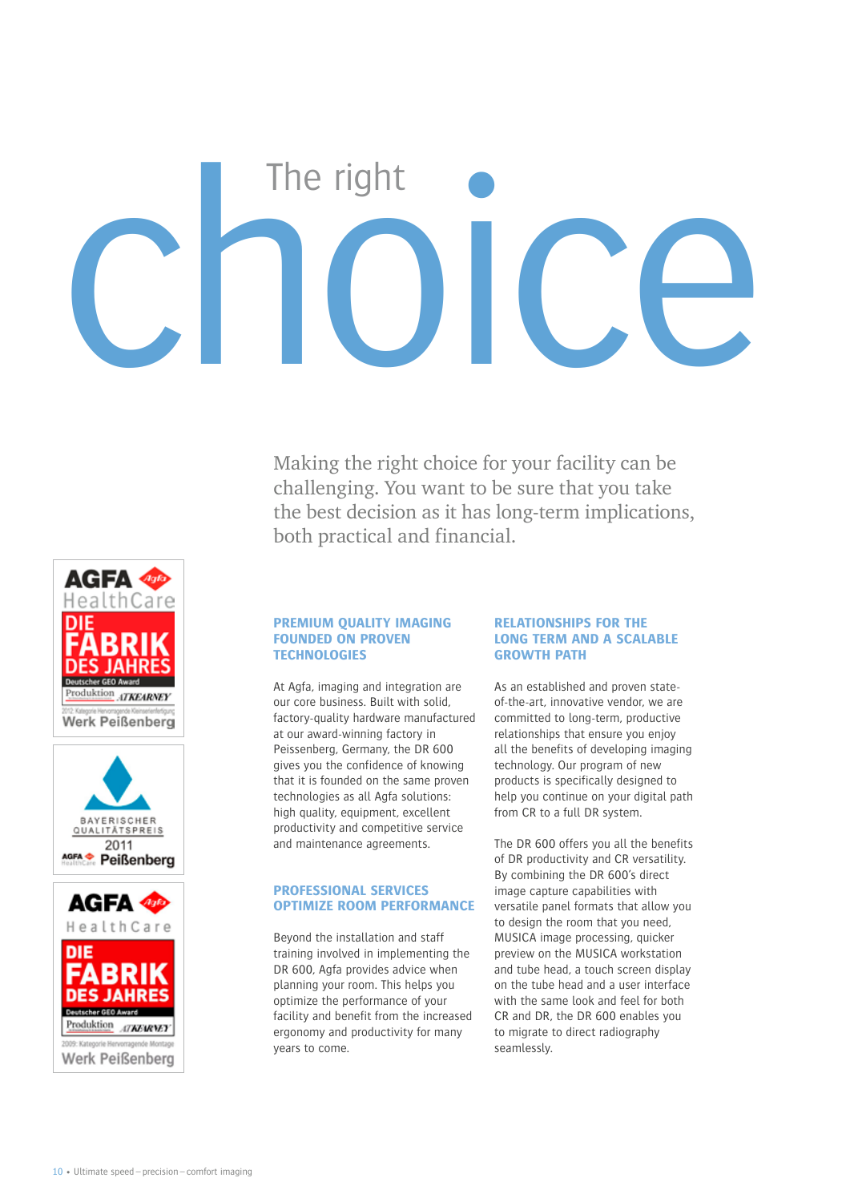# The right choice

Making the right choice for your facility can be challenging. You want to be sure that you take the best decision as it has long-term implications, both practical and financial.

AGFA HealthCare
DIE FABRIK DES JAHRES
Deutscher GEO Award
Produktion A.T.KEARNEY
2012: Kategorie Hervorragende Kleinserienfertigung
Werk Peißenberg

BAYERISCHER QUALITÄTSPREIS
2011
AGFA HealthCare Peißenberg

AGFA HealthCare
DIE FABRIK DES JAHRES
Deutscher GEO Award
Produktion A.T.KEARNEY
2009: Kategorie Hervorragende Montage
Werk Peißenberg

## PREMIUM QUALITY IMAGING FOUNDED ON PROVEN TECHNOLOGIES

At Agfa, imaging and integration are our core business. Built with solid, factory-quality hardware manufactured at our award-winning factory in Peissenberg, Germany, the DR 600 gives you the confidence of knowing that it is founded on the same proven technologies as all Agfa solutions: high quality, equipment, excellent productivity and competitive service and maintenance agreements.

## PROFESSIONAL SERVICES OPTIMIZE ROOM PERFORMANCE

Beyond the installation and staff training involved in implementing the DR 600, Agfa provides advice when planning your room. This helps you optimize the performance of your facility and benefit from the increased ergonomy and productivity for many years to come.

## RELATIONSHIPS FOR THE LONG TERM AND A SCALABLE GROWTH PATH

As an established and proven state-of-the-art, innovative vendor, we are committed to long-term, productive relationships that ensure you enjoy all the benefits of developing imaging technology. Our program of new products is specifically designed to help you continue on your digital path from CR to a full DR system.

The DR 600 offers you all the benefits of DR productivity and CR versatility. By combining the DR 600's direct image capture capabilities with versatile panel formats that allow you to design the room that you need, MUSICA image processing, quicker preview on the MUSICA workstation and tube head, a touch screen display on the tube head and a user interface with the same look and feel for both CR and DR, the DR 600 enables you to migrate to direct radiography seamlessly.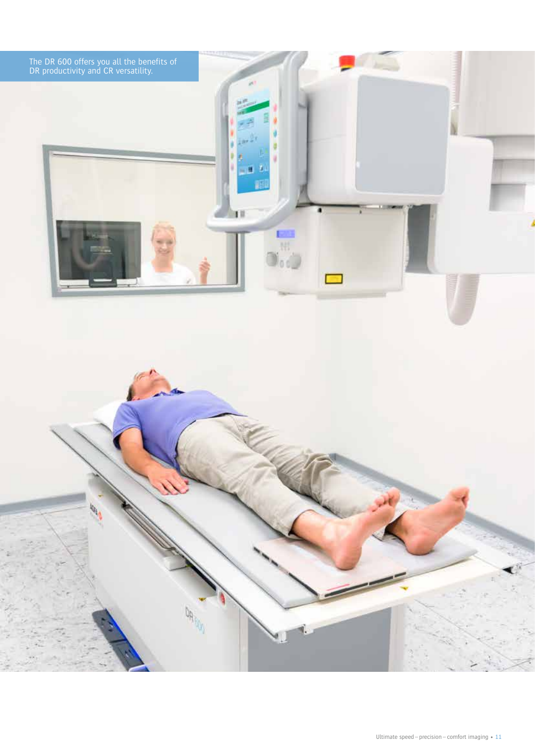The DR 600 offers you all the benefits of DR productivity and CR versatility.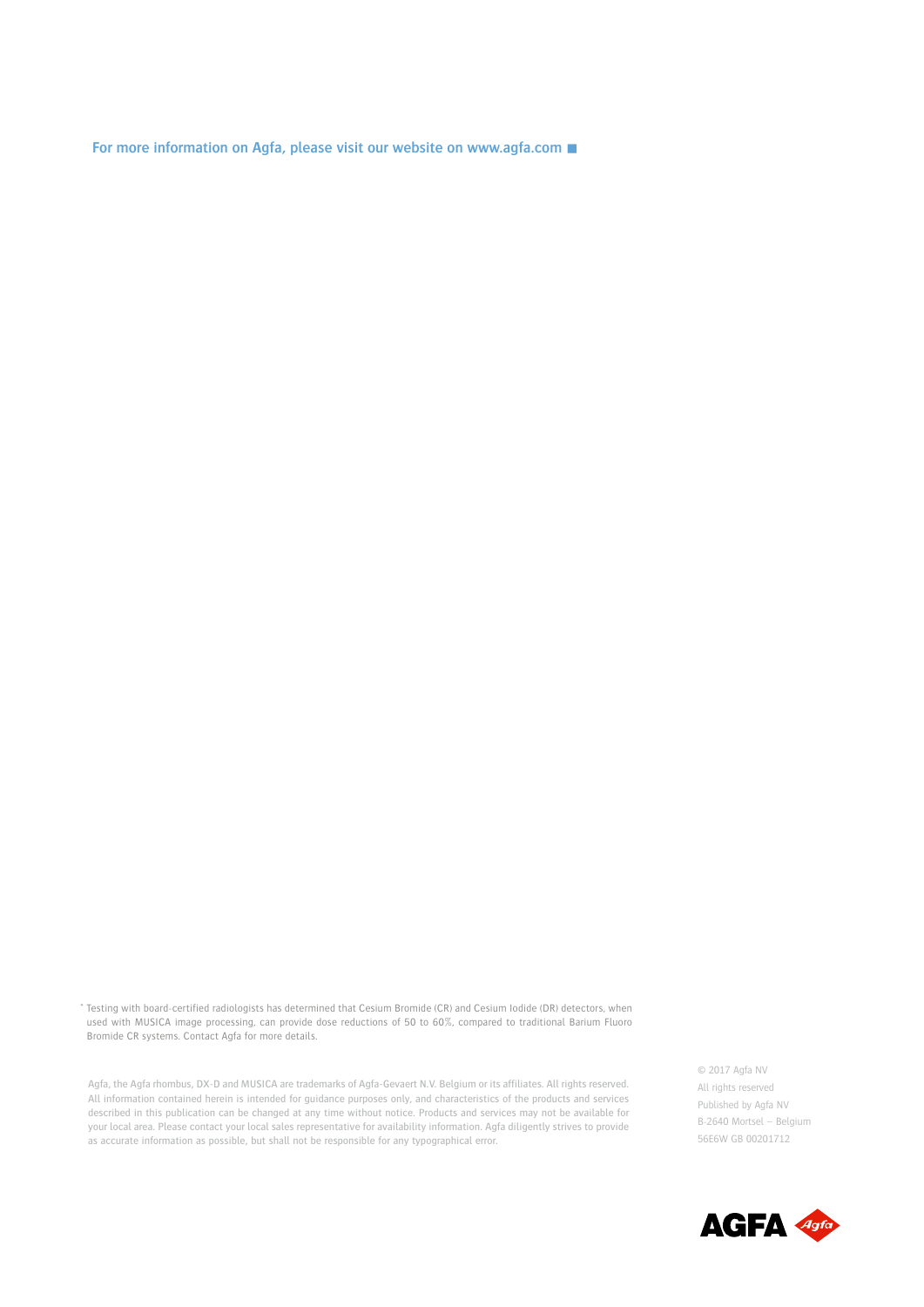**For more information on Agfa, please visit our website on www.agfa.com**

* Testing with board-certified radiologists has determined that Cesium Bromide (CR) and Cesium Iodide (DR) detectors, when used with MUSICA image processing, can provide dose reductions of 50 to 60%, compared to traditional Barium Fluoro Bromide CR systems. Contact Agfa for more details.

Agfa, the Agfa rhombus, DX-D and MUSICA are trademarks of Agfa-Gevaert N.V. Belgium or its affiliates. All rights reserved. All information contained herein is intended for guidance purposes only, and characteristics of the products and services described in this publication can be changed at any time without notice. Products and services may not be available for your local area. Please contact your local sales representative for availability information. Agfa diligently strives to provide as accurate information as possible, but shall not be responsible for any typographical error.

© 2017 Agfa NV
All rights reserved
Published by Agfa NV
B-2640 Mortsel – Belgium
56E6W GB 00201712

AGFA